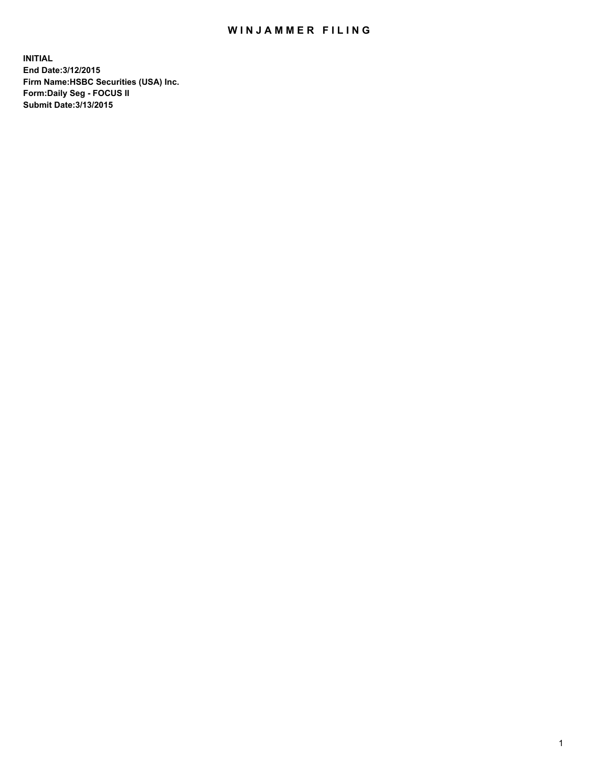# WINJAMMER FILING

**INITIAL**
**End Date:3/12/2015**
**Firm Name:HSBC Securities (USA) Inc.**
**Form:Daily Seg - FOCUS II**
**Submit Date:3/13/2015**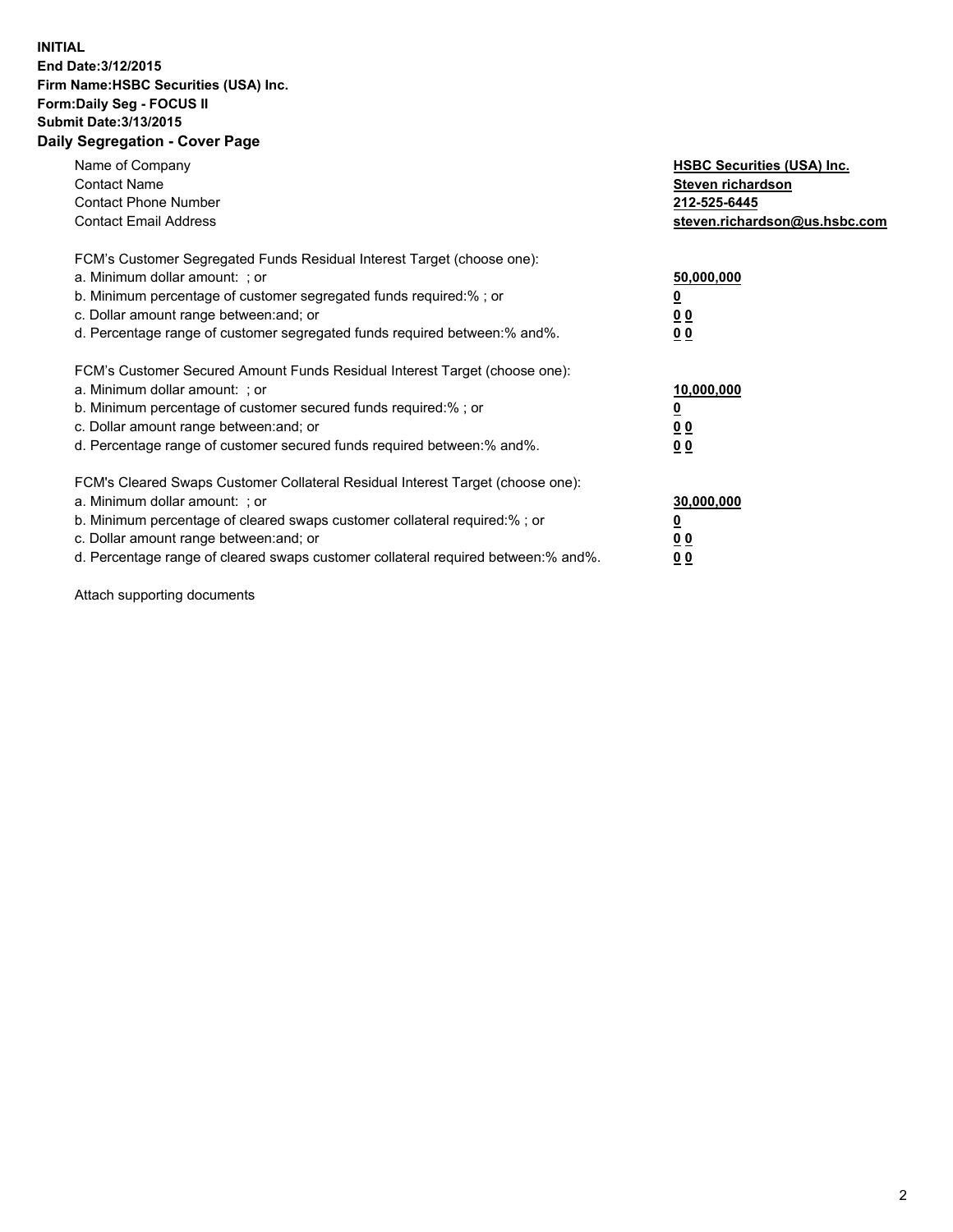**INITIAL**
**End Date:3/12/2015**
**Firm Name:HSBC Securities (USA) Inc.**
**Form:Daily Seg - FOCUS II**
**Submit Date:3/13/2015**

## Daily Segregation - Cover Page

| | |
|---|---|
| Name of Company | **HSBC Securities (USA) Inc.** |
| Contact Name | **Steven richardson** |
| Contact Phone Number | **212-525-6445** |
| Contact Email Address | **steven.richardson@us.hsbc.com** |

| | |
|---|---|
| FCM's Customer Segregated Funds Residual Interest Target (choose one): | |
| a. Minimum dollar amount: ; or | **50,000,000** |
| b. Minimum percentage of customer segregated funds required:% ; or | **0** |
| c. Dollar amount range between:and; or | **0 0** |
| d. Percentage range of customer segregated funds required between:% and%. | **0 0** |
| FCM's Customer Secured Amount Funds Residual Interest Target (choose one): | |
| a. Minimum dollar amount: ; or | **10,000,000** |
| b. Minimum percentage of customer secured funds required:% ; or | **0** |
| c. Dollar amount range between:and; or | **0 0** |
| d. Percentage range of customer secured funds required between:% and%. | **0 0** |
| FCM's Cleared Swaps Customer Collateral Residual Interest Target (choose one): | |
| a. Minimum dollar amount: ; or | **30,000,000** |
| b. Minimum percentage of cleared swaps customer collateral required:% ; or | **0** |
| c. Dollar amount range between:and; or | **0 0** |
| d. Percentage range of cleared swaps customer collateral required between:% and%. | **0 0** |

Attach supporting documents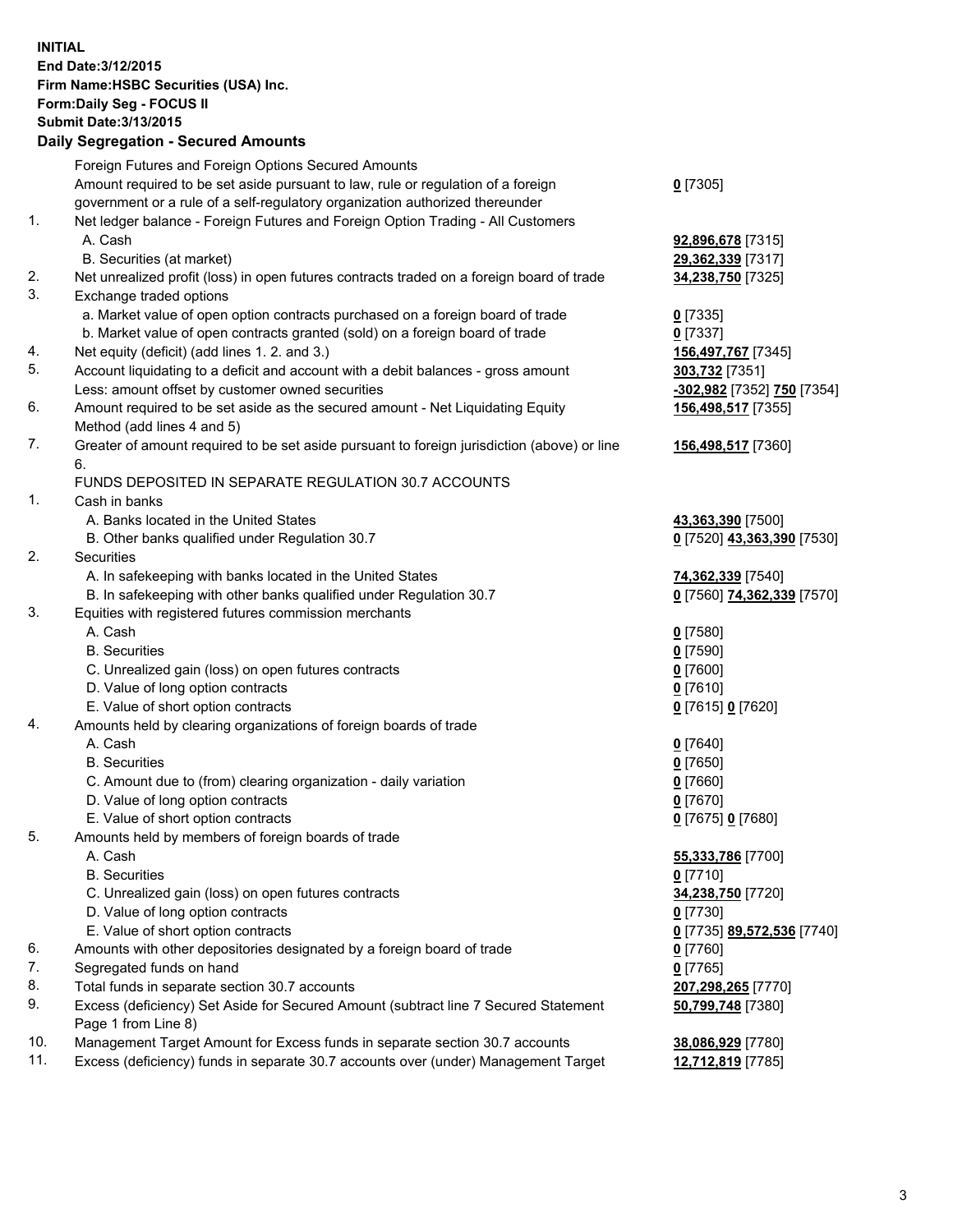**INITIAL**
**End Date:3/12/2015**
**Firm Name:HSBC Securities (USA) Inc.**
**Form:Daily Seg - FOCUS II**
**Submit Date:3/13/2015**

## Daily Segregation - Secured Amounts

| | | |
|---|---|---|
| | Foreign Futures and Foreign Options Secured Amounts | |
| | Amount required to be set aside pursuant to law, rule or regulation of a foreign government or a rule of a self-regulatory organization authorized thereunder | **0** [7305] |
| 1. | Net ledger balance - Foreign Futures and Foreign Option Trading - All Customers | |
| | A. Cash | **92,896,678** [7315] |
| | B. Securities (at market) | **29,362,339** [7317] |
| 2. | Net unrealized profit (loss) in open futures contracts traded on a foreign board of trade | **34,238,750** [7325] |
| 3. | Exchange traded options | |
| | a. Market value of open option contracts purchased on a foreign board of trade | **0** [7335] |
| | b. Market value of open contracts granted (sold) on a foreign board of trade | **0** [7337] |
| 4. | Net equity (deficit) (add lines 1. 2. and 3.) | **156,497,767** [7345] |
| 5. | Account liquidating to a deficit and account with a debit balances - gross amount | **303,732** [7351] |
| | Less: amount offset by customer owned securities | **-302,982** [7352] **750** [7354] |
| 6. | Amount required to be set aside as the secured amount - Net Liquidating Equity Method (add lines 4 and 5) | **156,498,517** [7355] |
| 7. | Greater of amount required to be set aside pursuant to foreign jurisdiction (above) or line 6. | **156,498,517** [7360] |
| | FUNDS DEPOSITED IN SEPARATE REGULATION 30.7 ACCOUNTS | |
| 1. | Cash in banks | |
| | A. Banks located in the United States | **43,363,390** [7500] |
| | B. Other banks qualified under Regulation 30.7 | **0** [7520] **43,363,390** [7530] |
| 2. | Securities | |
| | A. In safekeeping with banks located in the United States | **74,362,339** [7540] |
| | B. In safekeeping with other banks qualified under Regulation 30.7 | **0** [7560] **74,362,339** [7570] |
| 3. | Equities with registered futures commission merchants | |
| | A. Cash | **0** [7580] |
| | B. Securities | **0** [7590] |
| | C. Unrealized gain (loss) on open futures contracts | **0** [7600] |
| | D. Value of long option contracts | **0** [7610] |
| | E. Value of short option contracts | **0** [7615] **0** [7620] |
| 4. | Amounts held by clearing organizations of foreign boards of trade | |
| | A. Cash | **0** [7640] |
| | B. Securities | **0** [7650] |
| | C. Amount due to (from) clearing organization - daily variation | **0** [7660] |
| | D. Value of long option contracts | **0** [7670] |
| | E. Value of short option contracts | **0** [7675] **0** [7680] |
| 5. | Amounts held by members of foreign boards of trade | |
| | A. Cash | **55,333,786** [7700] |
| | B. Securities | **0** [7710] |
| | C. Unrealized gain (loss) on open futures contracts | **34,238,750** [7720] |
| | D. Value of long option contracts | **0** [7730] |
| | E. Value of short option contracts | **0** [7735] **89,572,536** [7740] |
| 6. | Amounts with other depositories designated by a foreign board of trade | **0** [7760] |
| 7. | Segregated funds on hand | **0** [7765] |
| 8. | Total funds in separate section 30.7 accounts | **207,298,265** [7770] |
| 9. | Excess (deficiency) Set Aside for Secured Amount (subtract line 7 Secured Statement Page 1 from Line 8) | **50,799,748** [7380] |
| 10. | Management Target Amount for Excess funds in separate section 30.7 accounts | **38,086,929** [7780] |
| 11. | Excess (deficiency) funds in separate 30.7 accounts over (under) Management Target | **12,712,819** [7785] |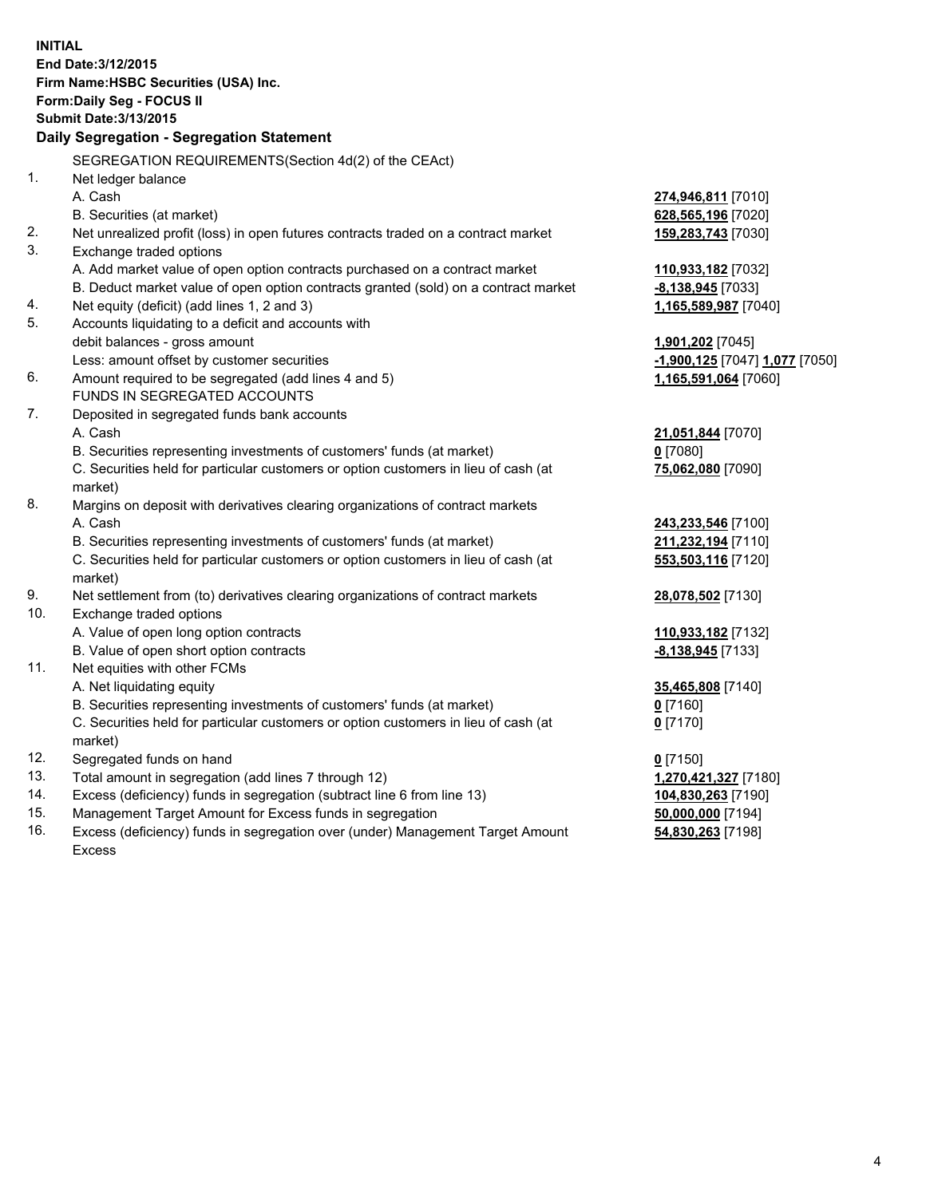**INITIAL**
**End Date:3/12/2015**
**Firm Name:HSBC Securities (USA) Inc.**
**Form:Daily Seg - FOCUS II**
**Submit Date:3/13/2015**

## Daily Segregation - Segregation Statement

SEGREGATION REQUIREMENTS(Section 4d(2) of the CEAct)

| | | |
|---|---|---|
| 1. | Net ledger balance | |
| | A. Cash | **274,946,811** [7010] |
| | B. Securities (at market) | **628,565,196** [7020] |
| 2. | Net unrealized profit (loss) in open futures contracts traded on a contract market | **159,283,743** [7030] |
| 3. | Exchange traded options | |
| | A. Add market value of open option contracts purchased on a contract market | **110,933,182** [7032] |
| | B. Deduct market value of open option contracts granted (sold) on a contract market | **-8,138,945** [7033] |
| 4. | Net equity (deficit) (add lines 1, 2 and 3) | **1,165,589,987** [7040] |
| 5. | Accounts liquidating to a deficit and accounts with debit balances - gross amount | **1,901,202** [7045] |
| | Less: amount offset by customer securities | **-1,900,125** [7047] **1,077** [7050] |
| 6. | Amount required to be segregated (add lines 4 and 5) | **1,165,591,064** [7060] |
| | FUNDS IN SEGREGATED ACCOUNTS | |
| 7. | Deposited in segregated funds bank accounts | |
| | A. Cash | **21,051,844** [7070] |
| | B. Securities representing investments of customers' funds (at market) | **0** [7080] |
| | C. Securities held for particular customers or option customers in lieu of cash (at market) | **75,062,080** [7090] |
| 8. | Margins on deposit with derivatives clearing organizations of contract markets | |
| | A. Cash | **243,233,546** [7100] |
| | B. Securities representing investments of customers' funds (at market) | **211,232,194** [7110] |
| | C. Securities held for particular customers or option customers in lieu of cash (at market) | **553,503,116** [7120] |
| 9. | Net settlement from (to) derivatives clearing organizations of contract markets | **28,078,502** [7130] |
| 10. | Exchange traded options | |
| | A. Value of open long option contracts | **110,933,182** [7132] |
| | B. Value of open short option contracts | **-8,138,945** [7133] |
| 11. | Net equities with other FCMs | |
| | A. Net liquidating equity | **35,465,808** [7140] |
| | B. Securities representing investments of customers' funds (at market) | **0** [7160] |
| | C. Securities held for particular customers or option customers in lieu of cash (at market) | **0** [7170] |
| 12. | Segregated funds on hand | **0** [7150] |
| 13. | Total amount in segregation (add lines 7 through 12) | **1,270,421,327** [7180] |
| 14. | Excess (deficiency) funds in segregation (subtract line 6 from line 13) | **104,830,263** [7190] |
| 15. | Management Target Amount for Excess funds in segregation | **50,000,000** [7194] |
| 16. | Excess (deficiency) funds in segregation over (under) Management Target Amount Excess | **54,830,263** [7198] |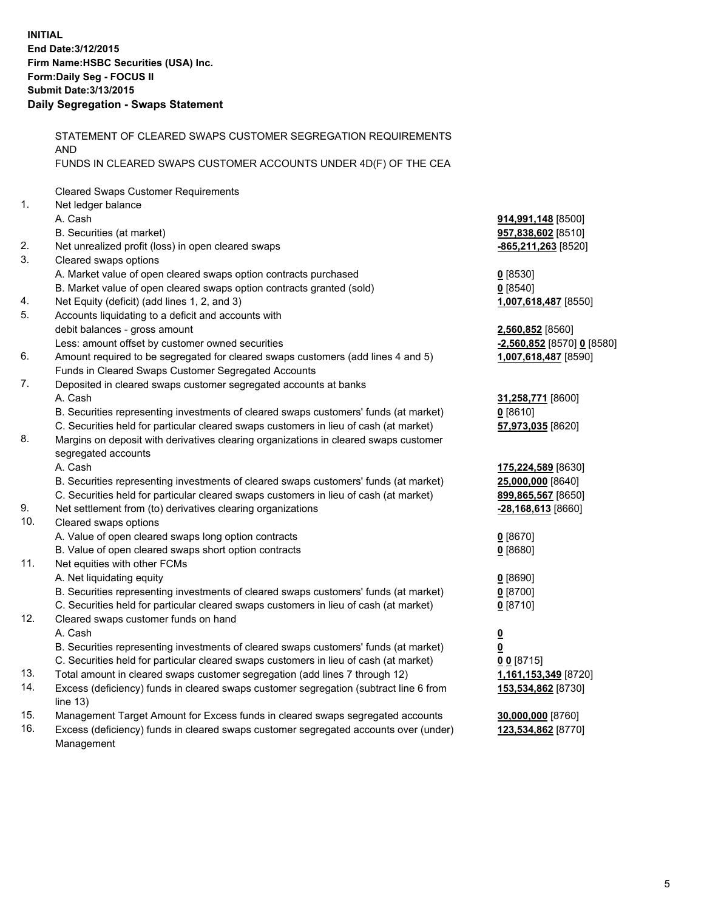**INITIAL**
**End Date:3/12/2015**
**Firm Name:HSBC Securities (USA) Inc.**
**Form:Daily Seg - FOCUS II**
**Submit Date:3/13/2015**
**Daily Segregation - Swaps Statement**

STATEMENT OF CLEARED SWAPS CUSTOMER SEGREGATION REQUIREMENTS AND FUNDS IN CLEARED SWAPS CUSTOMER ACCOUNTS UNDER 4D(F) OF THE CEA

| | | |
|---|---|---|
| | Cleared Swaps Customer Requirements | |
| 1. | Net ledger balance | |
| | A. Cash | **914,991,148** [8500] |
| | B. Securities (at market) | **957,838,602** [8510] |
| 2. | Net unrealized profit (loss) in open cleared swaps | **-865,211,263** [8520] |
| 3. | Cleared swaps options | |
| | A. Market value of open cleared swaps option contracts purchased | **0** [8530] |
| | B. Market value of open cleared swaps option contracts granted (sold) | **0** [8540] |
| 4. | Net Equity (deficit) (add lines 1, 2, and 3) | **1,007,618,487** [8550] |
| 5. | Accounts liquidating to a deficit and accounts with debit balances - gross amount | **2,560,852** [8560] |
| | Less: amount offset by customer owned securities | **-2,560,852** [8570] **0** [8580] |
| 6. | Amount required to be segregated for cleared swaps customers (add lines 4 and 5) | **1,007,618,487** [8590] |
| | Funds in Cleared Swaps Customer Segregated Accounts | |
| 7. | Deposited in cleared swaps customer segregated accounts at banks | |
| | A. Cash | **31,258,771** [8600] |
| | B. Securities representing investments of cleared swaps customers' funds (at market) | **0** [8610] |
| | C. Securities held for particular cleared swaps customers in lieu of cash (at market) | **57,973,035** [8620] |
| 8. | Margins on deposit with derivatives clearing organizations in cleared swaps customer segregated accounts | |
| | A. Cash | **175,224,589** [8630] |
| | B. Securities representing investments of cleared swaps customers' funds (at market) | **25,000,000** [8640] |
| | C. Securities held for particular cleared swaps customers in lieu of cash (at market) | **899,865,567** [8650] |
| 9. | Net settlement from (to) derivatives clearing organizations | **-28,168,613** [8660] |
| 10. | Cleared swaps options | |
| | A. Value of open cleared swaps long option contracts | **0** [8670] |
| | B. Value of open cleared swaps short option contracts | **0** [8680] |
| 11. | Net equities with other FCMs | |
| | A. Net liquidating equity | **0** [8690] |
| | B. Securities representing investments of cleared swaps customers' funds (at market) | **0** [8700] |
| | C. Securities held for particular cleared swaps customers in lieu of cash (at market) | **0** [8710] |
| 12. | Cleared swaps customer funds on hand | |
| | A. Cash | **0** |
| | B. Securities representing investments of cleared swaps customers' funds (at market) | **0** |
| | C. Securities held for particular cleared swaps customers in lieu of cash (at market) | **0** **0** [8715] |
| 13. | Total amount in cleared swaps customer segregation (add lines 7 through 12) | **1,161,153,349** [8720] |
| 14. | Excess (deficiency) funds in cleared swaps customer segregation (subtract line 6 from line 13) | **153,534,862** [8730] |
| 15. | Management Target Amount for Excess funds in cleared swaps segregated accounts | **30,000,000** [8760] |
| 16. | Excess (deficiency) funds in cleared swaps customer segregated accounts over (under) Management | **123,534,862** [8770] |